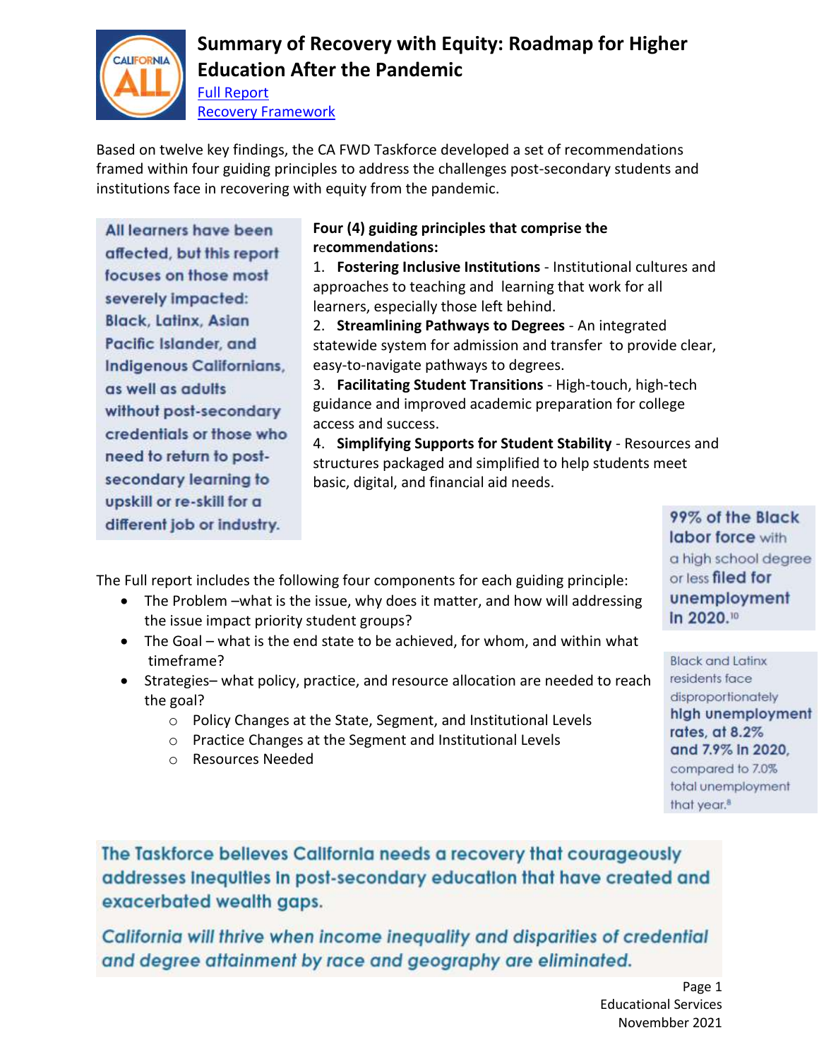# Summary of Recovery with Equity: Roadmap for Higher Education After the Pandemic

[Full Report](#)
[Recovery Framework](#)

Based on twelve key findings, the CA FWD Taskforce developed a set of recommendations framed within four guiding principles to address the challenges post-secondary students and institutions face in recovering with equity from the pandemic.

All learners have been affected, but this report focuses on those most severely impacted: Black, Latinx, Asian Pacific Islander, and Indigenous Californians, as well as adults without post-secondary credentials or those who need to return to post-secondary learning to upskill or re-skill for a different job or industry.

**Four (4) guiding principles that comprise the recommendations:**

1. **Fostering Inclusive Institutions** - Institutional cultures and approaches to teaching and learning that work for all learners, especially those left behind.
2. **Streamlining Pathways to Degrees** - An integrated statewide system for admission and transfer to provide clear, easy-to-navigate pathways to degrees.
3. **Facilitating Student Transitions** - High-touch, high-tech guidance and improved academic preparation for college access and success.
4. **Simplifying Supports for Student Stability** - Resources and structures packaged and simplified to help students meet basic, digital, and financial aid needs.

99% of the Black labor force with a high school degree or less filed for unemployment in 2020.[10]

The Full report includes the following four components for each guiding principle:

- The Problem –what is the issue, why does it matter, and how will addressing the issue impact priority student groups?
- The Goal – what is the end state to be achieved, for whom, and within what timeframe?
- Strategies– what policy, practice, and resource allocation are needed to reach the goal?
  - Policy Changes at the State, Segment, and Institutional Levels
  - Practice Changes at the Segment and Institutional Levels
  - Resources Needed

Black and Latinx residents face disproportionately high unemployment rates, at 8.2% and 7.9% in 2020, compared to 7.0% total unemployment that year.[8]

The Taskforce believes California needs a recovery that courageously addresses inequities in post-secondary education that have created and exacerbated wealth gaps.

*California will thrive when income inequality and disparities of credential and degree attainment by race and geography are eliminated.*

Educational Services
Novembber 2021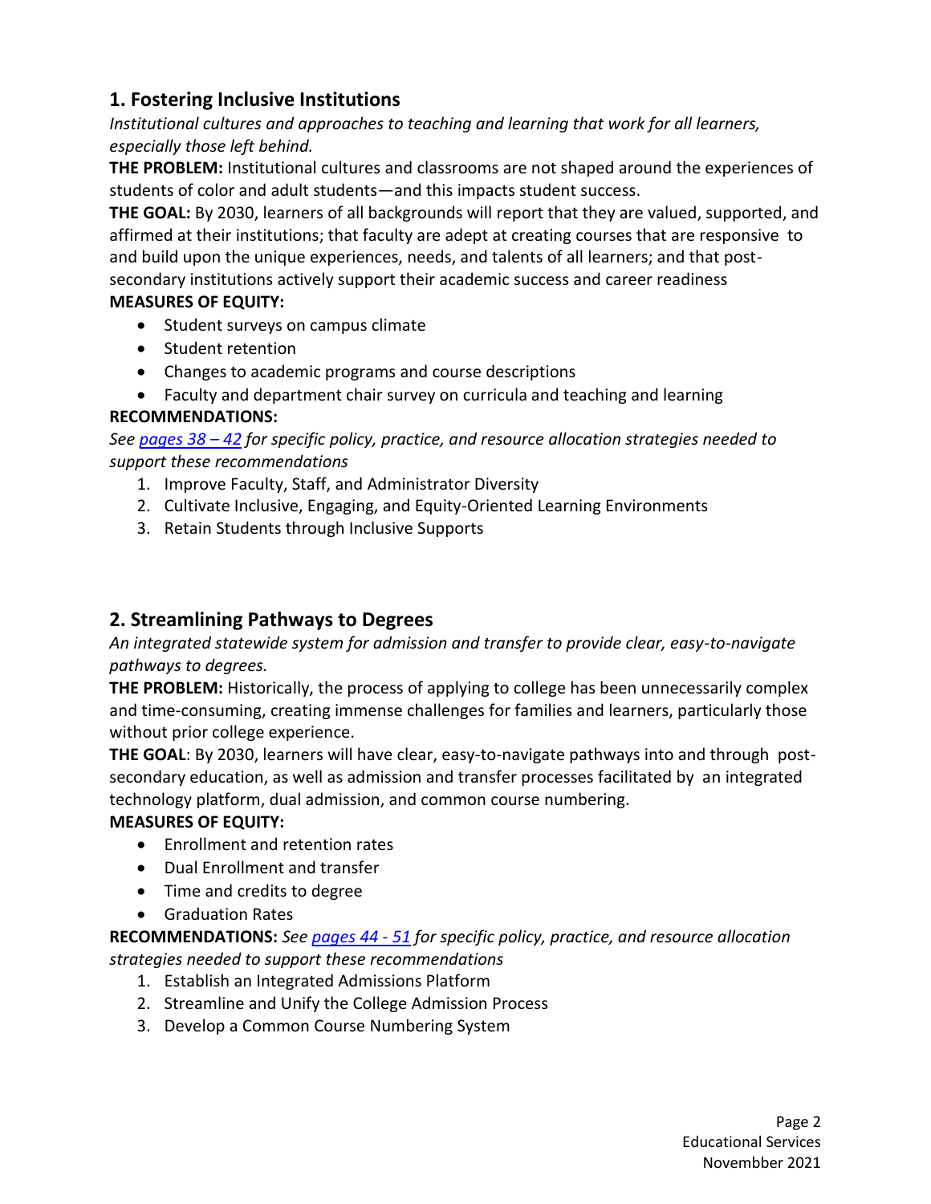## 1. Fostering Inclusive Institutions

*Institutional cultures and approaches to teaching and learning that work for all learners, especially those left behind.*

**THE PROBLEM:** Institutional cultures and classrooms are not shaped around the experiences of students of color and adult students—and this impacts student success.

**THE GOAL:** By 2030, learners of all backgrounds will report that they are valued, supported, and affirmed at their institutions; that faculty are adept at creating courses that are responsive to and build upon the unique experiences, needs, and talents of all learners; and that post-secondary institutions actively support their academic success and career readiness

**MEASURES OF EQUITY:**

- Student surveys on campus climate
- Student retention
- Changes to academic programs and course descriptions
- Faculty and department chair survey on curricula and teaching and learning

**RECOMMENDATIONS:**

*See pages 38 – 42 for specific policy, practice, and resource allocation strategies needed to support these recommendations*

1. Improve Faculty, Staff, and Administrator Diversity
2. Cultivate Inclusive, Engaging, and Equity-Oriented Learning Environments
3. Retain Students through Inclusive Supports

## 2. Streamlining Pathways to Degrees

*An integrated statewide system for admission and transfer to provide clear, easy-to-navigate pathways to degrees.*

**THE PROBLEM:** Historically, the process of applying to college has been unnecessarily complex and time-consuming, creating immense challenges for families and learners, particularly those without prior college experience.

**THE GOAL**: By 2030, learners will have clear, easy-to-navigate pathways into and through post-secondary education, as well as admission and transfer processes facilitated by an integrated technology platform, dual admission, and common course numbering.

**MEASURES OF EQUITY:**

- Enrollment and retention rates
- Dual Enrollment and transfer
- Time and credits to degree
- Graduation Rates

**RECOMMENDATIONS:** *See pages 44 - 51 for specific policy, practice, and resource allocation strategies needed to support these recommendations*

1. Establish an Integrated Admissions Platform
2. Streamline and Unify the College Admission Process
3. Develop a Common Course Numbering System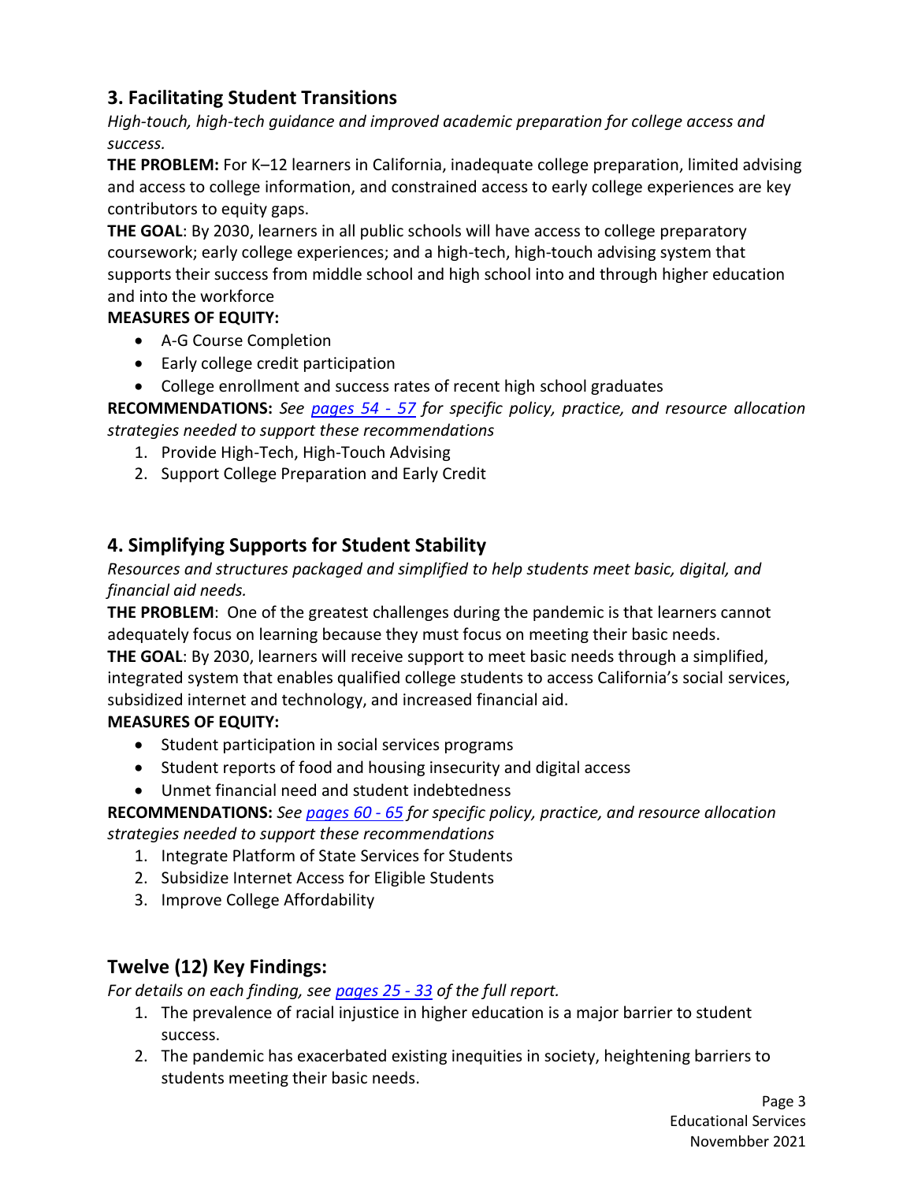## 3. Facilitating Student Transitions

*High-touch, high-tech guidance and improved academic preparation for college access and success.*

**THE PROBLEM:** For K–12 learners in California, inadequate college preparation, limited advising and access to college information, and constrained access to early college experiences are key contributors to equity gaps.

**THE GOAL**: By 2030, learners in all public schools will have access to college preparatory coursework; early college experiences; and a high-tech, high-touch advising system that supports their success from middle school and high school into and through higher education and into the workforce

**MEASURES OF EQUITY:**

- A-G Course Completion
- Early college credit participation
- College enrollment and success rates of recent high school graduates

**RECOMMENDATIONS:** *See pages 54 - 57 for specific policy, practice, and resource allocation strategies needed to support these recommendations*

1. Provide High-Tech, High-Touch Advising
2. Support College Preparation and Early Credit

## 4. Simplifying Supports for Student Stability

*Resources and structures packaged and simplified to help students meet basic, digital, and financial aid needs.*

**THE PROBLEM**: One of the greatest challenges during the pandemic is that learners cannot adequately focus on learning because they must focus on meeting their basic needs.

**THE GOAL**: By 2030, learners will receive support to meet basic needs through a simplified, integrated system that enables qualified college students to access California's social services, subsidized internet and technology, and increased financial aid.

**MEASURES OF EQUITY:**

- Student participation in social services programs
- Student reports of food and housing insecurity and digital access
- Unmet financial need and student indebtedness

**RECOMMENDATIONS:** *See pages 60 - 65 for specific policy, practice, and resource allocation strategies needed to support these recommendations*

1. Integrate Platform of State Services for Students
2. Subsidize Internet Access for Eligible Students
3. Improve College Affordability

## Twelve (12) Key Findings:

*For details on each finding, see pages 25 - 33 of the full report.*

1. The prevalence of racial injustice in higher education is a major barrier to student success.
2. The pandemic has exacerbated existing inequities in society, heightening barriers to students meeting their basic needs.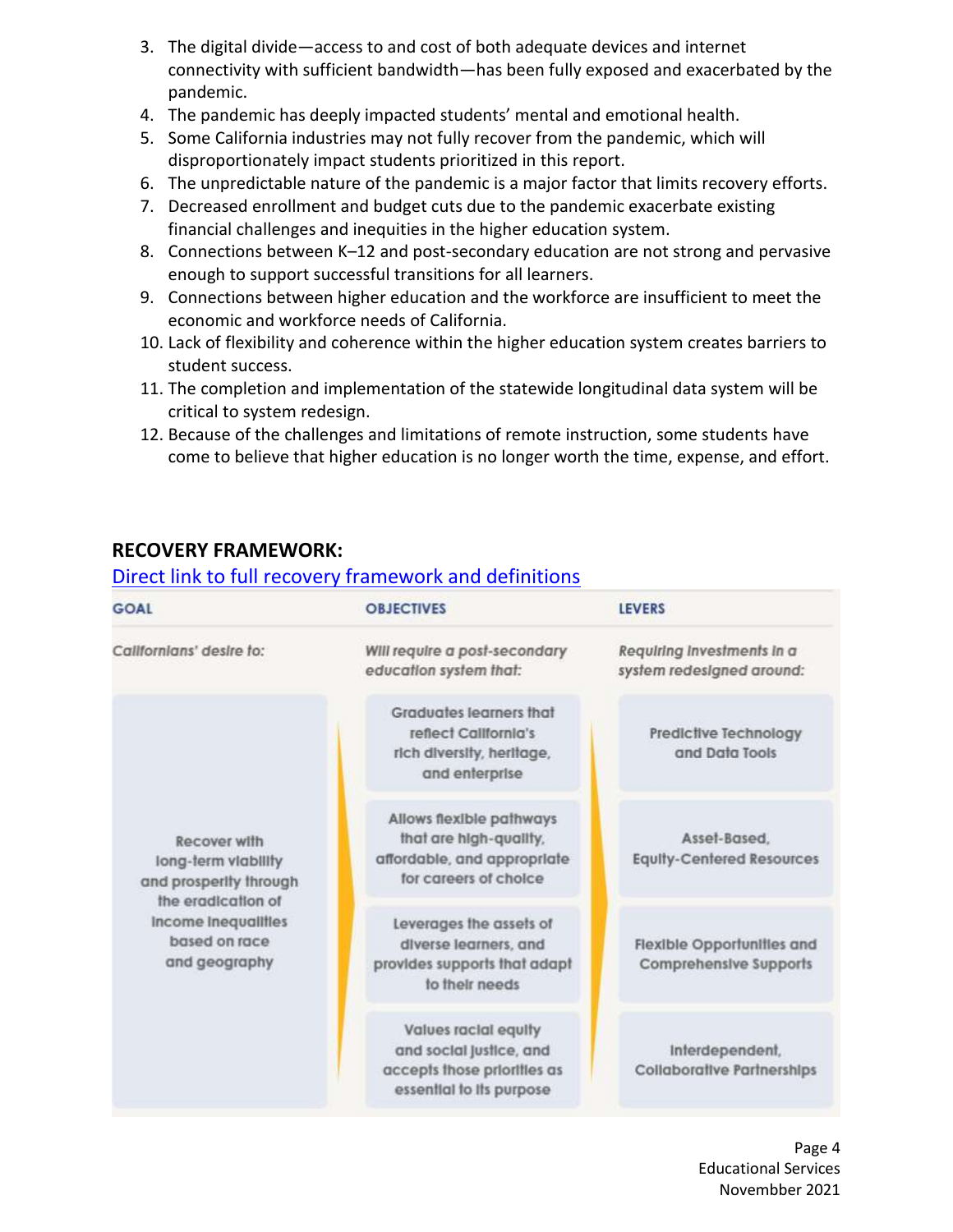3. The digital divide—access to and cost of both adequate devices and internet connectivity with sufficient bandwidth—has been fully exposed and exacerbated by the pandemic.
4. The pandemic has deeply impacted students' mental and emotional health.
5. Some California industries may not fully recover from the pandemic, which will disproportionately impact students prioritized in this report.
6. The unpredictable nature of the pandemic is a major factor that limits recovery efforts.
7. Decreased enrollment and budget cuts due to the pandemic exacerbate existing financial challenges and inequities in the higher education system.
8. Connections between K–12 and post-secondary education are not strong and pervasive enough to support successful transitions for all learners.
9. Connections between higher education and the workforce are insufficient to meet the economic and workforce needs of California.
10. Lack of flexibility and coherence within the higher education system creates barriers to student success.
11. The completion and implementation of the statewide longitudinal data system will be critical to system redesign.
12. Because of the challenges and limitations of remote instruction, some students have come to believe that higher education is no longer worth the time, expense, and effort.

## RECOVERY FRAMEWORK:

Direct link to full recovery framework and definitions

| GOAL | OBJECTIVES | LEVERS |
|---|---|---|
| *Californians' desire to:* | *Will require a post-secondary education system that:* | *Requiring investments in a system redesigned around:* |
| Recover with long-term viability and prosperity through the eradication of income inequalities based on race and geography | Graduates learners that reflect California's rich diversity, heritage, and enterprise | Predictive Technology and Data Tools |
| | Allows flexible pathways that are high-quality, affordable, and appropriate for careers of choice | Asset-Based, Equity-Centered Resources |
| | Leverages the assets of diverse learners, and provides supports that adapt to their needs | Flexible Opportunities and Comprehensive Supports |
| | Values racial equity and social justice, and accepts those priorities as essential to its purpose | Interdependent, Collaborative Partnerships |

Educational Services
Novembber 2021